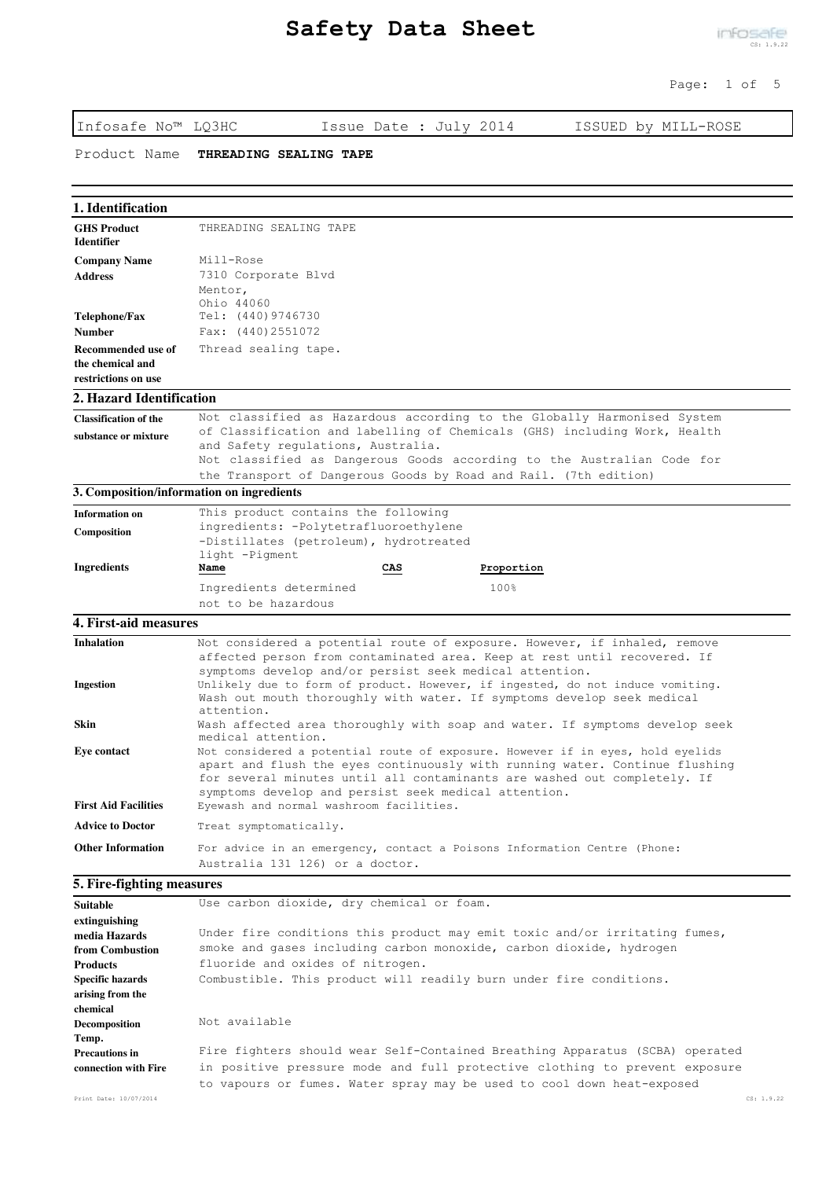# Safety Data Sheet

Infosafe No™ LQ3HC | Issue Date : July 2014 | ISSUED by MILL-ROSE

Product Name **THREADING SEALING TAPE**

## 1. Identification

| | |
|---|---|
| **GHS Product Identifier** | THREADING SEALING TAPE |
| **Company Name** | Mill-Rose |
| **Address** | 7310 Corporate Blvd<br>Mentor,<br>Ohio 44060 |
| **Telephone/Fax Number** | Tel: (440)9746730<br>Fax: (440)2551072 |
| **Recommended use of the chemical and restrictions on use** | Thread sealing tape. |

## 2. Hazard Identification

| | |
|---|---|
| **Classification of the substance or mixture** | Not classified as Hazardous according to the Globally Harmonised System of Classification and labelling of Chemicals (GHS) including Work, Health and Safety regulations, Australia.<br>Not classified as Dangerous Goods according to the Australian Code for the Transport of Dangerous Goods by Road and Rail. (7th edition) |

## 3. Composition/information on ingredients

**Information on Composition**

This product contains the following ingredients: -Polytetrafluoroethylene -Distillates (petroleum), hydrotreated light -Pigment

**Ingredients**

| Name | CAS | Proportion |
|---|---|---|
| Ingredients determined not to be hazardous | | 100% |

## 4. First-aid measures

| | |
|---|---|
| **Inhalation** | Not considered a potential route of exposure. However, if inhaled, remove affected person from contaminated area. Keep at rest until recovered. If symptoms develop and/or persist seek medical attention. |
| **Ingestion** | Unlikely due to form of product. However, if ingested, do not induce vomiting. Wash out mouth thoroughly with water. If symptoms develop seek medical attention. |
| **Skin** | Wash affected area thoroughly with soap and water. If symptoms develop seek medical attention. |
| **Eye contact** | Not considered a potential route of exposure. However if in eyes, hold eyelids apart and flush the eyes continuously with running water. Continue flushing for several minutes until all contaminants are washed out completely. If symptoms develop and persist seek medical attention. |
| **First Aid Facilities** | Eyewash and normal washroom facilities. |
| **Advice to Doctor** | Treat symptomatically. |
| **Other Information** | For advice in an emergency, contact a Poisons Information Centre (Phone: Australia 131 126) or a doctor. |

## 5. Fire-fighting measures

| | |
|---|---|
| **Suitable extinguishing media** | Use carbon dioxide, dry chemical or foam. |
| **Hazards from Combustion Products** | Under fire conditions this product may emit toxic and/or irritating fumes, smoke and gases including carbon monoxide, carbon dioxide, hydrogen fluoride and oxides of nitrogen. |
| **Specific hazards arising from the chemical** | Combustible. This product will readily burn under fire conditions. |
| **Decomposition Temp.** | Not available |
| **Precautions in connection with Fire** | Fire fighters should wear Self-Contained Breathing Apparatus (SCBA) operated in positive pressure mode and full protective clothing to prevent exposure to vapours or fumes. Water spray may be used to cool down heat-exposed |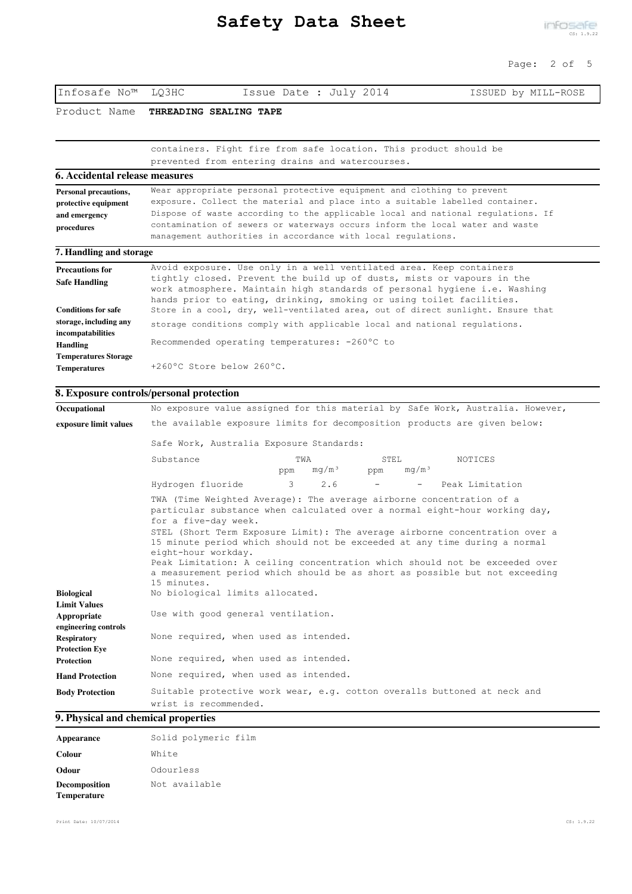Infosafe No™ LQ3HC Issue Date : July 2014 ISSUED by MILL-ROSE

Product Name **THREADING SEALING TAPE**

containers. Fight fire from safe location. This product should be prevented from entering drains and watercourses.

## 6. Accidental release measures

**Personal precautions, protective equipment and emergency procedures**

Wear appropriate personal protective equipment and clothing to prevent exposure. Collect the material and place into a suitable labelled container. Dispose of waste according to the applicable local and national regulations. If contamination of sewers or waterways occurs inform the local water and waste management authorities in accordance with local regulations.

## 7. Handling and storage

**Precautions for Safe Handling**

Avoid exposure. Use only in a well ventilated area. Keep containers tightly closed. Prevent the build up of dusts, mists or vapours in the work atmosphere. Maintain high standards of personal hygiene i.e. Washing hands prior to eating, drinking, smoking or using toilet facilities.

**Conditions for safe storage, including any incompatabilities**

Store in a cool, dry, well-ventilated area, out of direct sunlight. Ensure that storage conditions comply with applicable local and national regulations.

**Handling Temperatures Storage Temperatures**

Recommended operating temperatures: -260°C to +260°C Store below 260°C.

## 8. Exposure controls/personal protection

**Occupational exposure limit values**

No exposure value assigned for this material by Safe Work, Australia. However, the available exposure limits for decomposition products are given below:

Safe Work, Australia Exposure Standards:

| Substance | TWA ppm | TWA mg/m³ | STEL ppm | STEL mg/m³ | NOTICES |
|---|---|---|---|---|---|
| Hydrogen fluoride | 3 | 2.6 | - | - | Peak Limitation |

TWA (Time Weighted Average): The average airborne concentration of a particular substance when calculated over a normal eight-hour working day, for a five-day week.

STEL (Short Term Exposure Limit): The average airborne concentration over a 15 minute period which should not be exceeded at any time during a normal eight-hour workday.

Peak Limitation: A ceiling concentration which should not be exceeded over a measurement period which should be as short as possible but not exceeding 15 minutes.

**Biological Limit Values**

No biological limits allocated.

**Appropriate engineering controls**

Use with good general ventilation.

**Respiratory Protection**

None required, when used as intended.

**Eye Protection**

None required, when used as intended.

**Hand Protection**

None required, when used as intended.

**Body Protection**

Suitable protective work wear, e.g. cotton overalls buttoned at neck and wrist is recommended.

## 9. Physical and chemical properties

**Appearance**

Solid polymeric film

**Colour**

White

**Odour**

Odourless

**Decomposition Temperature**

Not available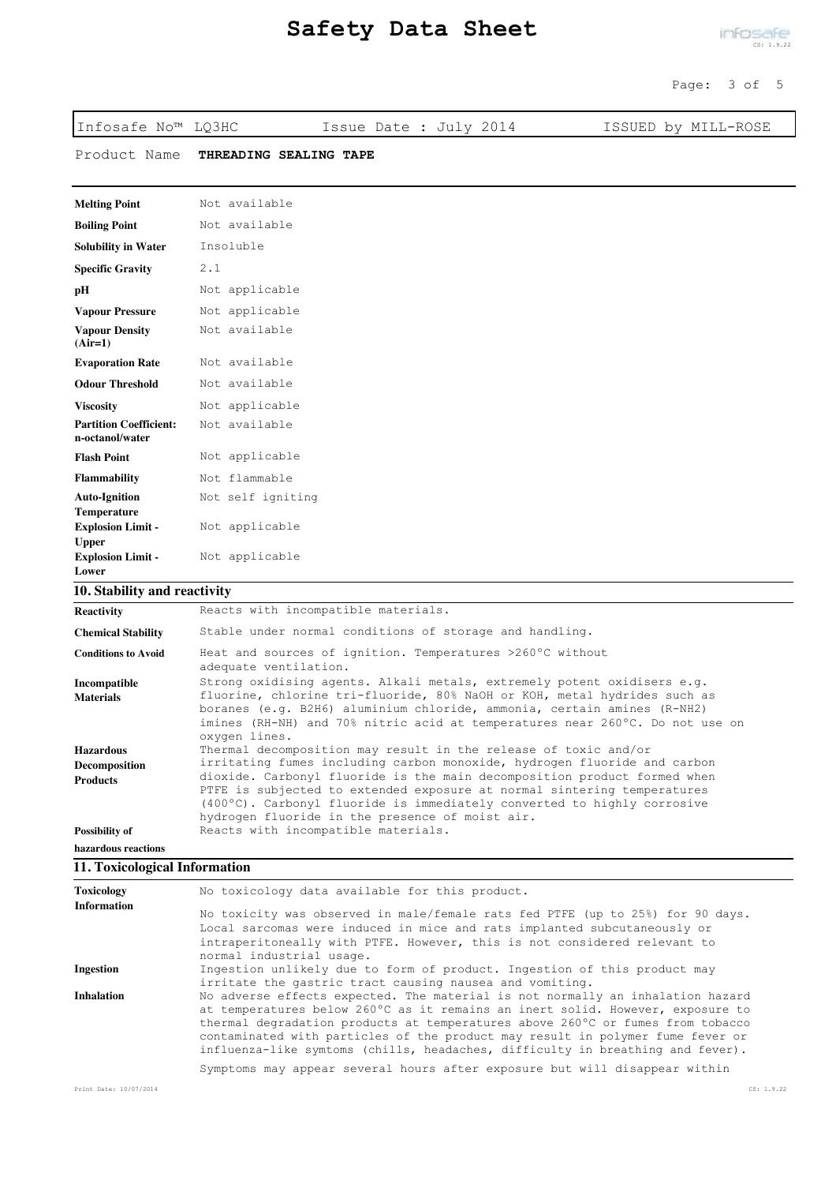Infosafe No™ LQ3HC | Issue Date : July 2014 | ISSUED by MILL-ROSE

Product Name **THREADING SEALING TAPE**

| | |
|---|---|
| **Melting Point** | Not available |
| **Boiling Point** | Not available |
| **Solubility in Water** | Insoluble |
| **Specific Gravity** | 2.1 |
| **pH** | Not applicable |
| **Vapour Pressure** | Not applicable |
| **Vapour Density (Air=1)** | Not available |
| **Evaporation Rate** | Not available |
| **Odour Threshold** | Not available |
| **Viscosity** | Not applicable |
| **Partition Coefficient: n-octanol/water** | Not available |
| **Flash Point** | Not applicable |
| **Flammability** | Not flammable |
| **Auto-Ignition Temperature** | Not self igniting |
| **Explosion Limit - Upper** | Not applicable |
| **Explosion Limit - Lower** | Not applicable |

## 10. Stability and reactivity

| | |
|---|---|
| **Reactivity** | Reacts with incompatible materials. |
| **Chemical Stability** | Stable under normal conditions of storage and handling. |
| **Conditions to Avoid** | Heat and sources of ignition. Temperatures >260°C without adequate ventilation. |
| **Incompatible Materials** | Strong oxidising agents. Alkali metals, extremely potent oxidisers e.g. fluorine, chlorine tri-fluoride, 80% NaOH or KOH, metal hydrides such as boranes (e.g. $B_2H_6$) aluminium chloride, ammonia, certain amines ($R-NH_2$) imines (RH-NH) and 70% nitric acid at temperatures near 260°C. Do not use on oxygen lines. |
| **Hazardous Decomposition Products** | Thermal decomposition may result in the release of toxic and/or irritating fumes including carbon monoxide, hydrogen fluoride and carbon dioxide. Carbonyl fluoride is the main decomposition product formed when PTFE is subjected to extended exposure at normal sintering temperatures (400°C). Carbonyl fluoride is immediately converted to highly corrosive hydrogen fluoride in the presence of moist air. |
| **Possibility of hazardous reactions** | Reacts with incompatible materials. |

## 11. Toxicological Information

| | |
|---|---|
| **Toxicology Information** | No toxicology data available for this product.<br><br>No toxicity was observed in male/female rats fed PTFE (up to 25%) for 90 days. Local sarcomas were induced in mice and rats implanted subcutaneously or intraperitoneally with PTFE. However, this is not considered relevant to normal industrial usage. |
| **Ingestion** | Ingestion unlikely due to form of product. Ingestion of this product may irritate the gastric tract causing nausea and vomiting. |
| **Inhalation** | No adverse effects expected. The material is not normally an inhalation hazard at temperatures below 260°C as it remains an inert solid. However, exposure to thermal degradation products at temperatures above 260°C or fumes from tobacco contaminated with particles of the product may result in polymer fume fever or influenza-like symtoms (chills, headaches, difficulty in breathing and fever).<br><br>Symptoms may appear several hours after exposure but will disappear within |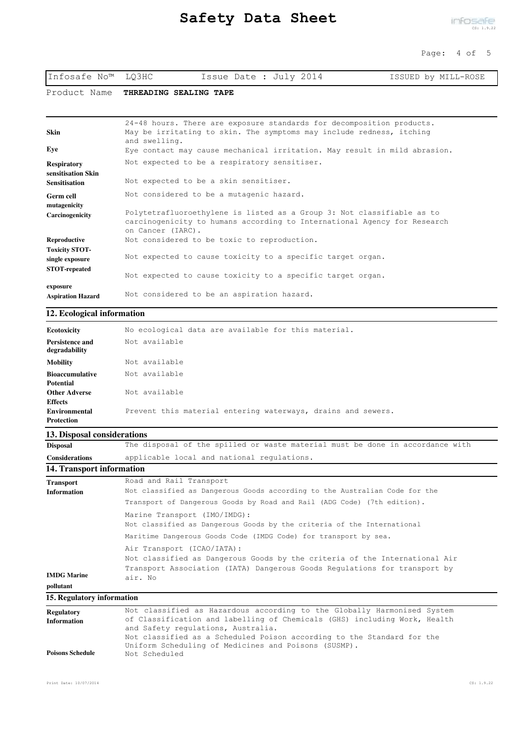| | |
|---|---|
| | 24-48 hours. There are exposure standards for decomposition products. |
| **Skin** | May be irritating to skin. The symptoms may include redness, itching and swelling. |
| **Eye** | Eye contact may cause mechanical irritation. May result in mild abrasion. |
| **Respiratory sensitisation** | Not expected to be a respiratory sensitiser. |
| **Skin Sensitisation** | Not expected to be a skin sensitiser. |
| **Germ cell mutagenicity** | Not considered to be a mutagenic hazard. |
| **Carcinogenicity** | Polytetrafluoroethylene is listed as a Group 3: Not classifiable as to carcinogenicity to humans according to International Agency for Research on Cancer (IARC). |
| **Reproductive Toxicity** | Not considered to be toxic to reproduction. |
| **STOT-single exposure** | Not expected to cause toxicity to a specific target organ. |
| **STOT-repeated exposure** | Not expected to cause toxicity to a specific target organ. |
| **Aspiration Hazard** | Not considered to be an aspiration hazard. |

## 12. Ecological information

| | |
|---|---|
| **Ecotoxicity** | No ecological data are available for this material. |
| **Persistence and degradability** | Not available |
| **Mobility** | Not available |
| **Bioaccumulative Potential** | Not available |
| **Other Adverse Effects** | Not available |
| **Environmental Protection** | Prevent this material entering waterways, drains and sewers. |

## 13. Disposal considerations

| | |
|---|---|
| **Disposal Considerations** | The disposal of the spilled or waste material must be done in accordance with applicable local and national regulations. |

## 14. Transport information

| | |
|---|---|
| **Transport Information** | Road and Rail Transport<br>Not classified as Dangerous Goods according to the Australian Code for the Transport of Dangerous Goods by Road and Rail (ADG Code) (7th edition).<br>Marine Transport (IMO/IMDG):<br>Not classified as Dangerous Goods by the criteria of the International Maritime Dangerous Goods Code (IMDG Code) for transport by sea.<br>Air Transport (ICAO/IATA):<br>Not classified as Dangerous Goods by the criteria of the International Air Transport Association (IATA) Dangerous Goods Regulations for transport by air. |
| **IMDG Marine pollutant** | No |

## 15. Regulatory information

| | |
|---|---|
| **Regulatory Information** | Not classified as Hazardous according to the Globally Harmonised System of Classification and labelling of Chemicals (GHS) including Work, Health and Safety regulations, Australia.<br>Not classified as a Scheduled Poison according to the Standard for the Uniform Scheduling of Medicines and Poisons (SUSMP). |
| **Poisons Schedule** | Not Scheduled |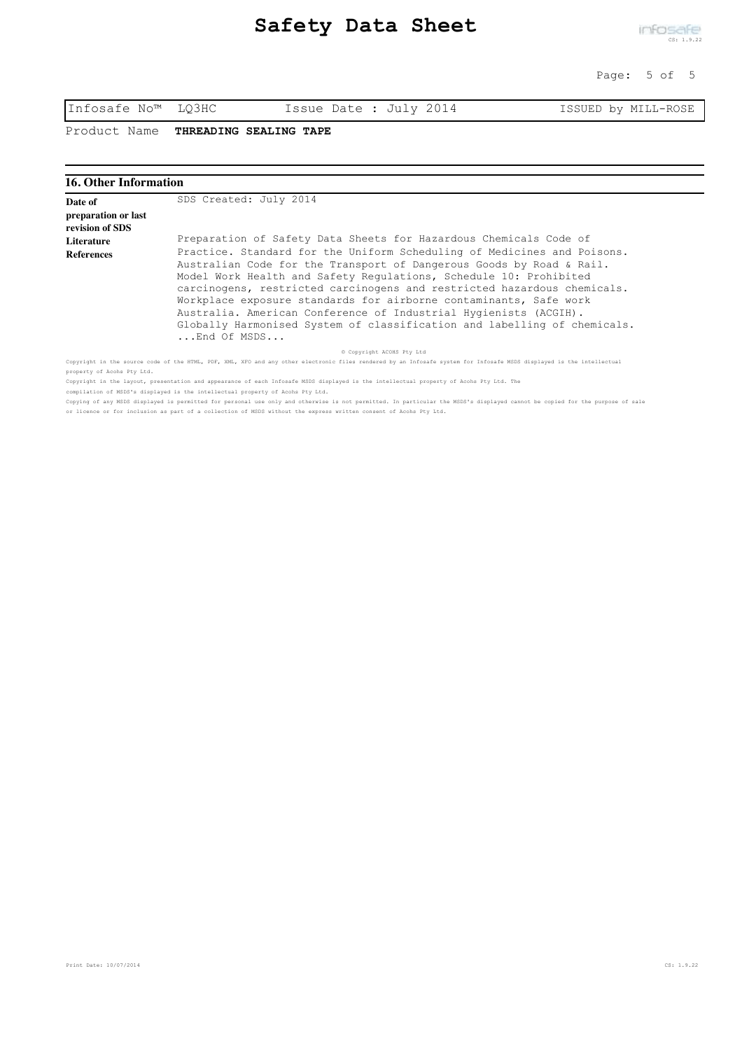Infosafe No™ LQ3HC | Issue Date : July 2014 | ISSUED by MILL-ROSE

Product Name **THREADING SEALING TAPE**

## 16. Other Information

| | |
|---|---|
| **Date of preparation or last revision of SDS** | SDS Created: July 2014 |
| **Literature References** | Preparation of Safety Data Sheets for Hazardous Chemicals Code of Practice. Standard for the Uniform Scheduling of Medicines and Poisons. Australian Code for the Transport of Dangerous Goods by Road & Rail. Model Work Health and Safety Regulations, Schedule 10: Prohibited carcinogens, restricted carcinogens and restricted hazardous chemicals. Workplace exposure standards for airborne contaminants, Safe work Australia. American Conference of Industrial Hygienists (ACGIH). Globally Harmonised System of classification and labelling of chemicals. ...End Of MSDS... |

© Copyright ACOHS Pty Ltd

Copyright in the source code of the HTML, PDF, XML, XFO and any other electronic files rendered by an Infosafe system for Infosafe MSDS displayed is the intellectual property of Acohs Pty Ltd.

Copyright in the layout, presentation and appearance of each Infosafe MSDS displayed is the intellectual property of Acohs Pty Ltd. The compilation of MSDS's displayed is the intellectual property of Acohs Pty Ltd.

Copying of any MSDS displayed is permitted for personal use only and otherwise is not permitted. In particular the MSDS's displayed cannot be copied for the purpose of sale or licence or for inclusion as part of a collection of MSDS without the express written consent of Acohs Pty Ltd.

Print Date: 10/07/2014